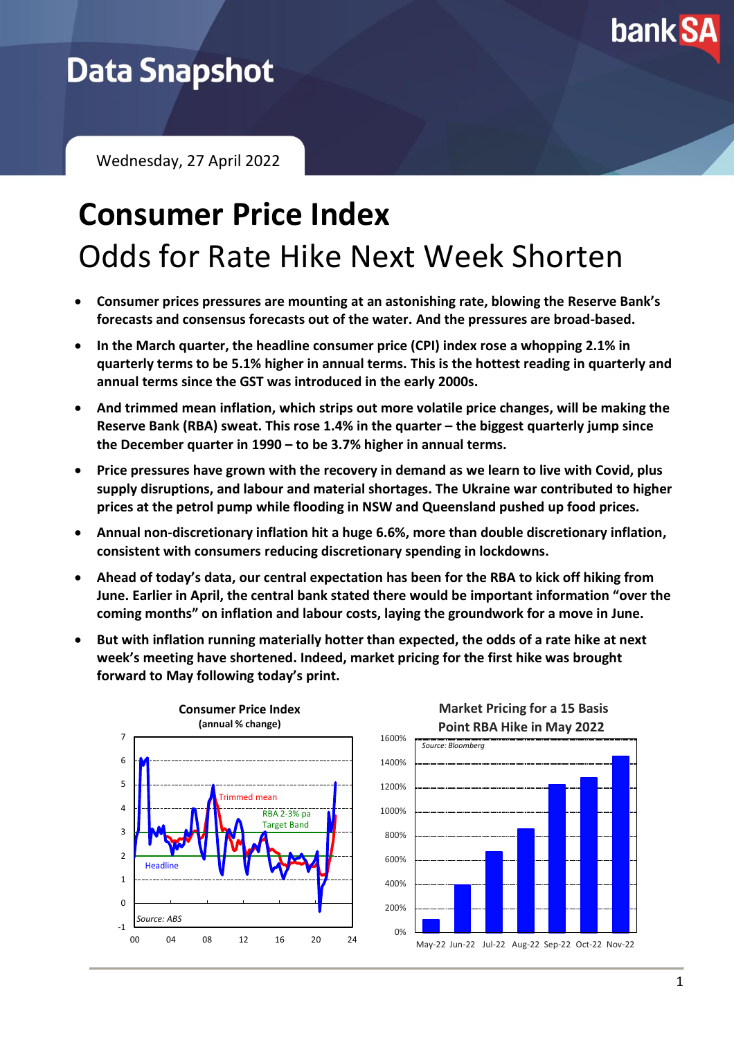Data Snapshot

Wednesday, 27 April 2022

# Consumer Price Index

## Odds for Rate Hike Next Week Shorten

- **Consumer prices pressures are mounting at an astonishing rate, blowing the Reserve Bank's forecasts and consensus forecasts out of the water. And the pressures are broad-based.**
- **In the March quarter, the headline consumer price (CPI) index rose a whopping 2.1% in quarterly terms to be 5.1% higher in annual terms. This is the hottest reading in quarterly and annual terms since the GST was introduced in the early 2000s.**
- **And trimmed mean inflation, which strips out more volatile price changes, will be making the Reserve Bank (RBA) sweat. This rose 1.4% in the quarter – the biggest quarterly jump since the December quarter in 1990 – to be 3.7% higher in annual terms.**
- **Price pressures have grown with the recovery in demand as we learn to live with Covid, plus supply disruptions, and labour and material shortages. The Ukraine war contributed to higher prices at the petrol pump while flooding in NSW and Queensland pushed up food prices.**
- **Annual non-discretionary inflation hit a huge 6.6%, more than double discretionary inflation, consistent with consumers reducing discretionary spending in lockdowns.**
- **Ahead of today's data, our central expectation has been for the RBA to kick off hiking from June. Earlier in April, the central bank stated there would be important information "over the coming months" on inflation and labour costs, laying the groundwork for a move in June.**
- **But with inflation running materially hotter than expected, the odds of a rate hike at next week's meeting have shortened. Indeed, market pricing for the first hike was brought forward to May following today's print.**

**Consumer Price Index**
**(annual % change)**

Source: ABS

**Market Pricing for a 15 Basis Point RBA Hike in May 2022**

Source: Bloomberg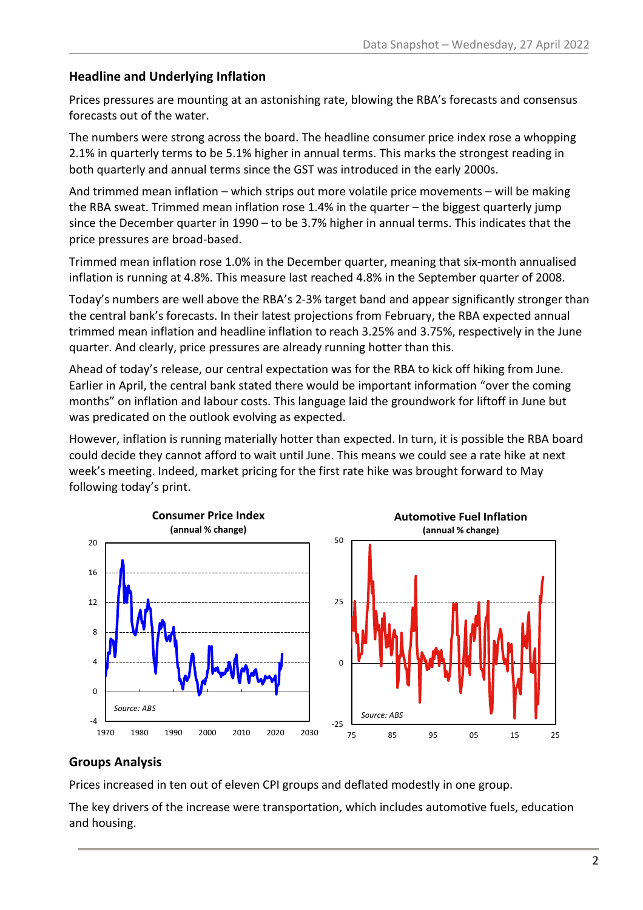## Headline and Underlying Inflation

Prices pressures are mounting at an astonishing rate, blowing the RBA's forecasts and consensus forecasts out of the water.

The numbers were strong across the board. The headline consumer price index rose a whopping 2.1% in quarterly terms to be 5.1% higher in annual terms. This marks the strongest reading in both quarterly and annual terms since the GST was introduced in the early 2000s.

And trimmed mean inflation – which strips out more volatile price movements – will be making the RBA sweat. Trimmed mean inflation rose 1.4% in the quarter – the biggest quarterly jump since the December quarter in 1990 – to be 3.7% higher in annual terms. This indicates that the price pressures are broad-based.

Trimmed mean inflation rose 1.0% in the December quarter, meaning that six-month annualised inflation is running at 4.8%. This measure last reached 4.8% in the September quarter of 2008.

Today's numbers are well above the RBA's 2-3% target band and appear significantly stronger than the central bank's forecasts. In their latest projections from February, the RBA expected annual trimmed mean inflation and headline inflation to reach 3.25% and 3.75%, respectively in the June quarter. And clearly, price pressures are already running hotter than this.

Ahead of today's release, our central expectation was for the RBA to kick off hiking from June. Earlier in April, the central bank stated there would be important information "over the coming months" on inflation and labour costs. This language laid the groundwork for liftoff in June but was predicated on the outlook evolving as expected.

However, inflation is running materially hotter than expected. In turn, it is possible the RBA board could decide they cannot afford to wait until June. This means we could see a rate hike at next week's meeting. Indeed, market pricing for the first rate hike was brought forward to May following today's print.

**Consumer Price Index**
(annual % change)

Source: ABS

**Automotive Fuel Inflation**
(annual % change)

Source: ABS

## Groups Analysis

Prices increased in ten out of eleven CPI groups and deflated modestly in one group.

The key drivers of the increase were transportation, which includes automotive fuels, education and housing.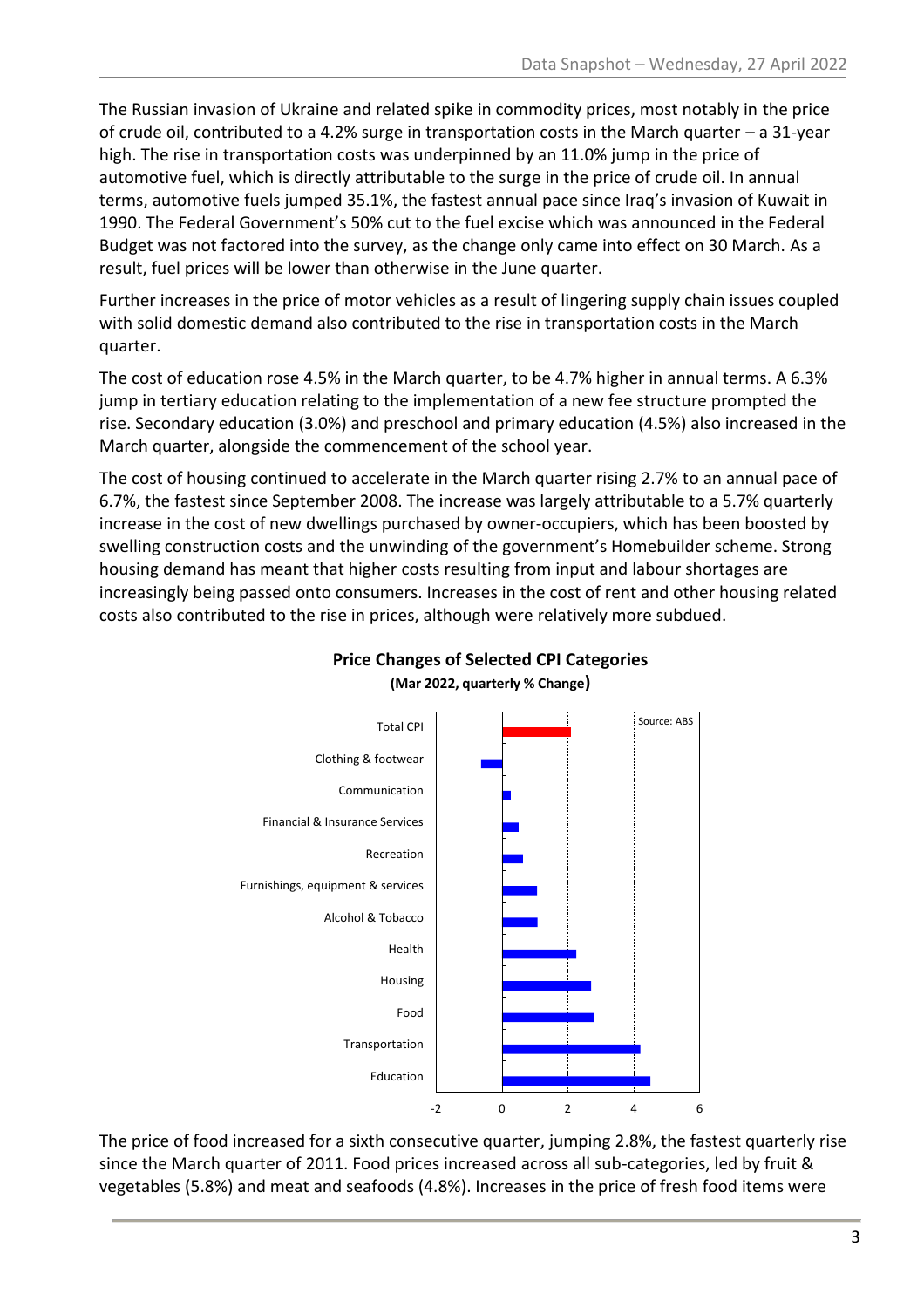The Russian invasion of Ukraine and related spike in commodity prices, most notably in the price of crude oil, contributed to a 4.2% surge in transportation costs in the March quarter – a 31-year high. The rise in transportation costs was underpinned by an 11.0% jump in the price of automotive fuel, which is directly attributable to the surge in the price of crude oil. In annual terms, automotive fuels jumped 35.1%, the fastest annual pace since Iraq's invasion of Kuwait in 1990. The Federal Government's 50% cut to the fuel excise which was announced in the Federal Budget was not factored into the survey, as the change only came into effect on 30 March. As a result, fuel prices will be lower than otherwise in the June quarter.

Further increases in the price of motor vehicles as a result of lingering supply chain issues coupled with solid domestic demand also contributed to the rise in transportation costs in the March quarter.

The cost of education rose 4.5% in the March quarter, to be 4.7% higher in annual terms. A 6.3% jump in tertiary education relating to the implementation of a new fee structure prompted the rise. Secondary education (3.0%) and preschool and primary education (4.5%) also increased in the March quarter, alongside the commencement of the school year.

The cost of housing continued to accelerate in the March quarter rising 2.7% to an annual pace of 6.7%, the fastest since September 2008. The increase was largely attributable to a 5.7% quarterly increase in the cost of new dwellings purchased by owner-occupiers, which has been boosted by swelling construction costs and the unwinding of the government's Homebuilder scheme. Strong housing demand has meant that higher costs resulting from input and labour shortages are increasingly being passed onto consumers. Increases in the cost of rent and other housing related costs also contributed to the rise in prices, although were relatively more subdued.

**Price Changes of Selected CPI Categories**
**(Mar 2022, quarterly % Change)**

Source: ABS

The price of food increased for a sixth consecutive quarter, jumping 2.8%, the fastest quarterly rise since the March quarter of 2011. Food prices increased across all sub-categories, led by fruit & vegetables (5.8%) and meat and seafoods (4.8%). Increases in the price of fresh food items were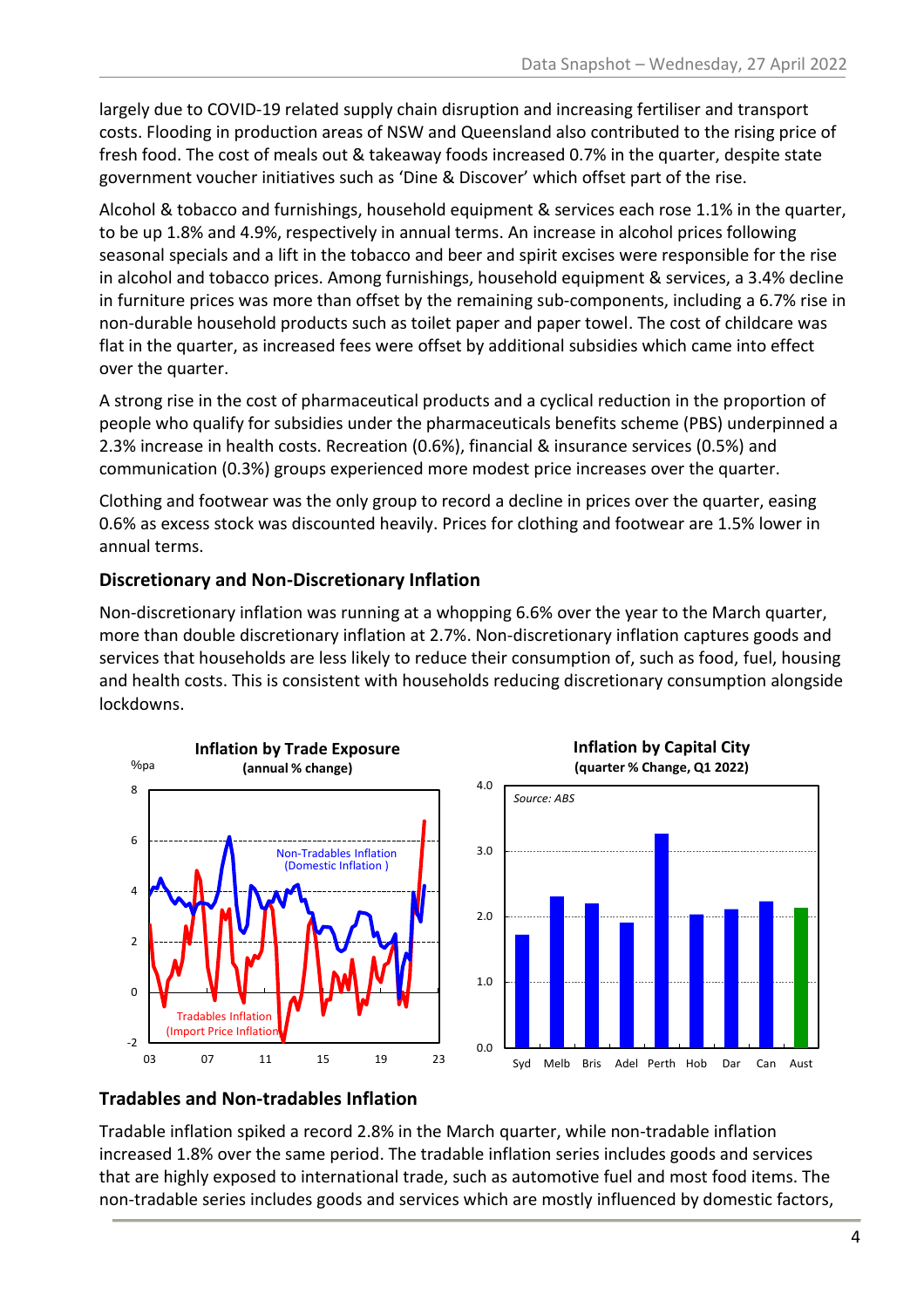largely due to COVID-19 related supply chain disruption and increasing fertiliser and transport costs. Flooding in production areas of NSW and Queensland also contributed to the rising price of fresh food. The cost of meals out & takeaway foods increased 0.7% in the quarter, despite state government voucher initiatives such as 'Dine & Discover' which offset part of the rise.

Alcohol & tobacco and furnishings, household equipment & services each rose 1.1% in the quarter, to be up 1.8% and 4.9%, respectively in annual terms. An increase in alcohol prices following seasonal specials and a lift in the tobacco and beer and spirit excises were responsible for the rise in alcohol and tobacco prices. Among furnishings, household equipment & services, a 3.4% decline in furniture prices was more than offset by the remaining sub-components, including a 6.7% rise in non-durable household products such as toilet paper and paper towel. The cost of childcare was flat in the quarter, as increased fees were offset by additional subsidies which came into effect over the quarter.

A strong rise in the cost of pharmaceutical products and a cyclical reduction in the proportion of people who qualify for subsidies under the pharmaceuticals benefits scheme (PBS) underpinned a 2.3% increase in health costs. Recreation (0.6%), financial & insurance services (0.5%) and communication (0.3%) groups experienced more modest price increases over the quarter.

Clothing and footwear was the only group to record a decline in prices over the quarter, easing 0.6% as excess stock was discounted heavily. Prices for clothing and footwear are 1.5% lower in annual terms.

### Discretionary and Non-Discretionary Inflation

Non-discretionary inflation was running at a whopping 6.6% over the year to the March quarter, more than double discretionary inflation at 2.7%. Non-discretionary inflation captures goods and services that households are less likely to reduce their consumption of, such as food, fuel, housing and health costs. This is consistent with households reducing discretionary consumption alongside lockdowns.

**Inflation by Trade Exposure**
**(annual % change)**

**Inflation by Capital City**
**(quarter % Change, Q1 2022)**

*Source: ABS*

### Tradables and Non-tradables Inflation

Tradable inflation spiked a record 2.8% in the March quarter, while non-tradable inflation increased 1.8% over the same period. The tradable inflation series includes goods and services that are highly exposed to international trade, such as automotive fuel and most food items. The non-tradable series includes goods and services which are mostly influenced by domestic factors,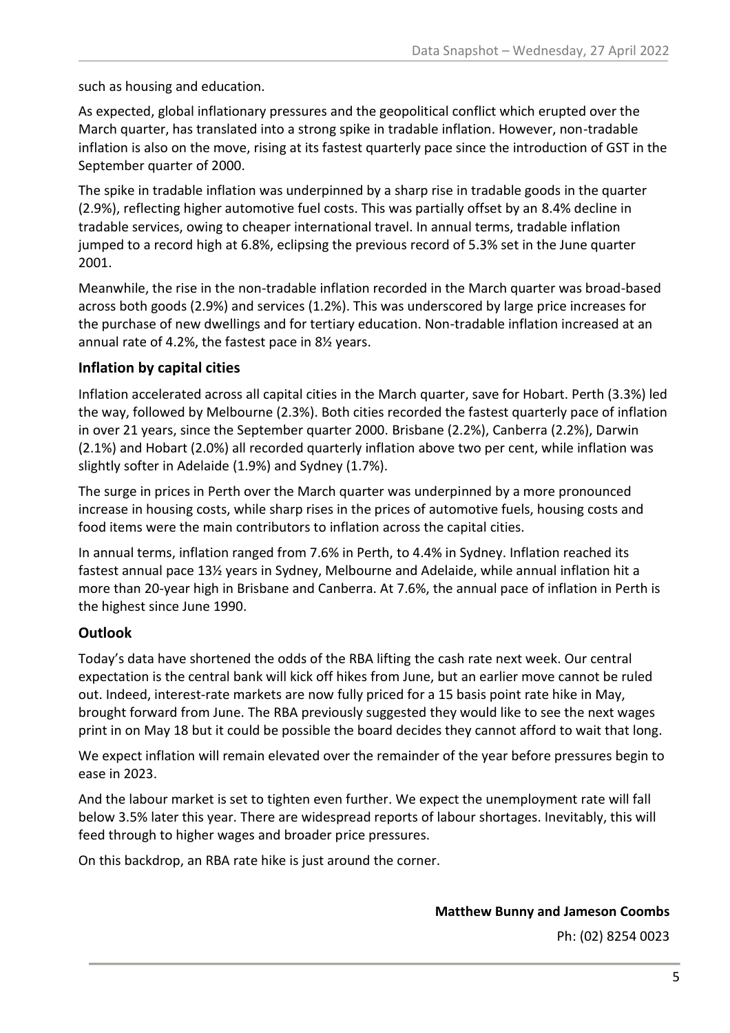such as housing and education.

As expected, global inflationary pressures and the geopolitical conflict which erupted over the March quarter, has translated into a strong spike in tradable inflation. However, non-tradable inflation is also on the move, rising at its fastest quarterly pace since the introduction of GST in the September quarter of 2000.

The spike in tradable inflation was underpinned by a sharp rise in tradable goods in the quarter (2.9%), reflecting higher automotive fuel costs. This was partially offset by an 8.4% decline in tradable services, owing to cheaper international travel. In annual terms, tradable inflation jumped to a record high at 6.8%, eclipsing the previous record of 5.3% set in the June quarter 2001.

Meanwhile, the rise in the non-tradable inflation recorded in the March quarter was broad-based across both goods (2.9%) and services (1.2%). This was underscored by large price increases for the purchase of new dwellings and for tertiary education. Non-tradable inflation increased at an annual rate of 4.2%, the fastest pace in 8½ years.

## Inflation by capital cities

Inflation accelerated across all capital cities in the March quarter, save for Hobart. Perth (3.3%) led the way, followed by Melbourne (2.3%). Both cities recorded the fastest quarterly pace of inflation in over 21 years, since the September quarter 2000. Brisbane (2.2%), Canberra (2.2%), Darwin (2.1%) and Hobart (2.0%) all recorded quarterly inflation above two per cent, while inflation was slightly softer in Adelaide (1.9%) and Sydney (1.7%).

The surge in prices in Perth over the March quarter was underpinned by a more pronounced increase in housing costs, while sharp rises in the prices of automotive fuels, housing costs and food items were the main contributors to inflation across the capital cities.

In annual terms, inflation ranged from 7.6% in Perth, to 4.4% in Sydney. Inflation reached its fastest annual pace 13½ years in Sydney, Melbourne and Adelaide, while annual inflation hit a more than 20-year high in Brisbane and Canberra. At 7.6%, the annual pace of inflation in Perth is the highest since June 1990.

## Outlook

Today's data have shortened the odds of the RBA lifting the cash rate next week. Our central expectation is the central bank will kick off hikes from June, but an earlier move cannot be ruled out. Indeed, interest-rate markets are now fully priced for a 15 basis point rate hike in May, brought forward from June. The RBA previously suggested they would like to see the next wages print in on May 18 but it could be possible the board decides they cannot afford to wait that long.

We expect inflation will remain elevated over the remainder of the year before pressures begin to ease in 2023.

And the labour market is set to tighten even further. We expect the unemployment rate will fall below 3.5% later this year. There are widespread reports of labour shortages. Inevitably, this will feed through to higher wages and broader price pressures.

On this backdrop, an RBA rate hike is just around the corner.

**Matthew Bunny and Jameson Coombs**

Ph: (02) 8254 0023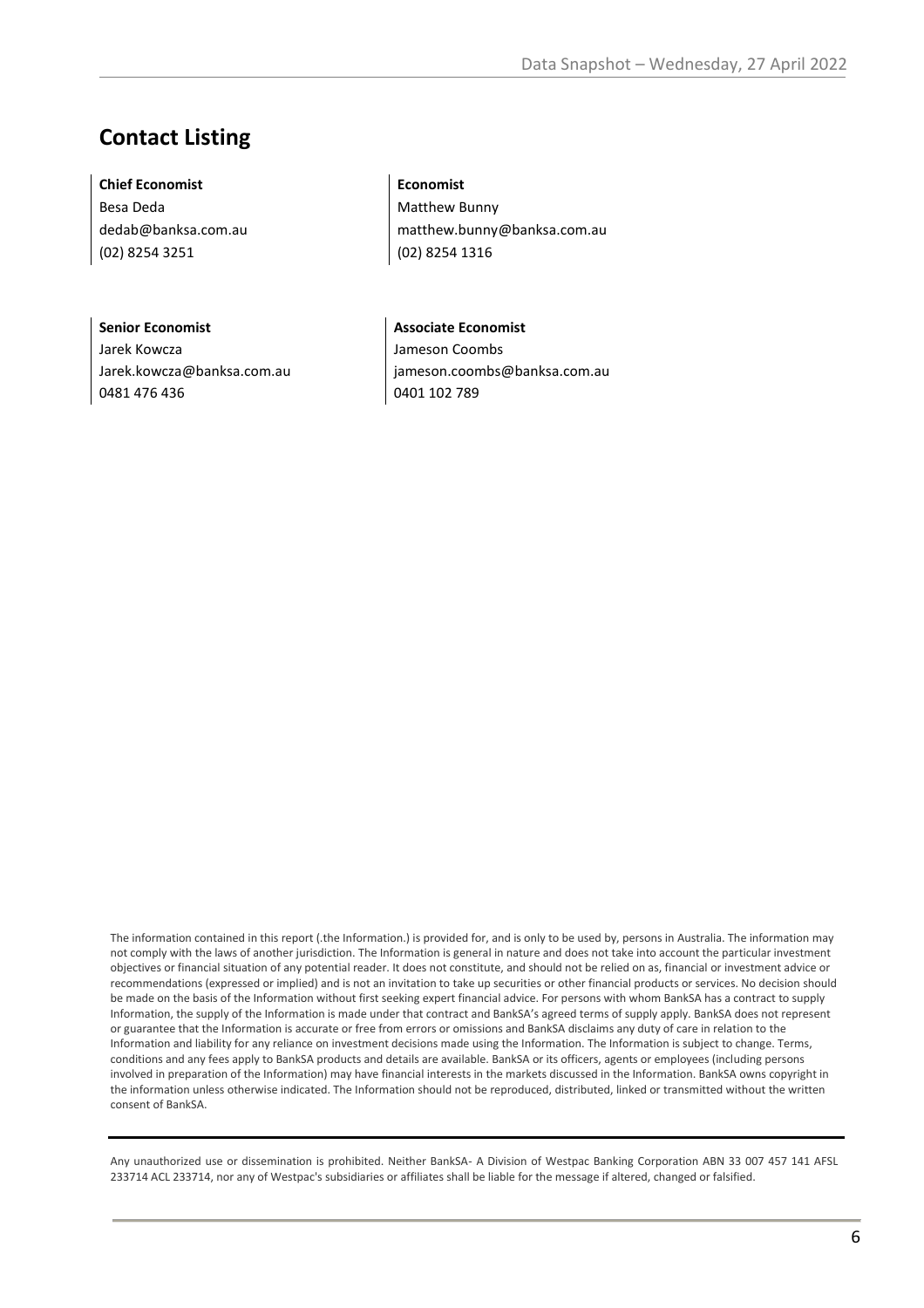## Contact Listing

**Chief Economist**
Besa Deda
dedab@banksa.com.au
(02) 8254 3251

**Economist**
Matthew Bunny
matthew.bunny@banksa.com.au
(02) 8254 1316

**Senior Economist**
Jarek Kowcza
Jarek.kowcza@banksa.com.au
0481 476 436

**Associate Economist**
Jameson Coombs
jameson.coombs@banksa.com.au
0401 102 789

The information contained in this report (.the Information.) is provided for, and is only to be used by, persons in Australia. The information may not comply with the laws of another jurisdiction. The Information is general in nature and does not take into account the particular investment objectives or financial situation of any potential reader. It does not constitute, and should not be relied on as, financial or investment advice or recommendations (expressed or implied) and is not an invitation to take up securities or other financial products or services. No decision should be made on the basis of the Information without first seeking expert financial advice. For persons with whom BankSA has a contract to supply Information, the supply of the Information is made under that contract and BankSA's agreed terms of supply apply. BankSA does not represent or guarantee that the Information is accurate or free from errors or omissions and BankSA disclaims any duty of care in relation to the Information and liability for any reliance on investment decisions made using the Information. The Information is subject to change. Terms, conditions and any fees apply to BankSA products and details are available. BankSA or its officers, agents or employees (including persons involved in preparation of the Information) may have financial interests in the markets discussed in the Information. BankSA owns copyright in the information unless otherwise indicated. The Information should not be reproduced, distributed, linked or transmitted without the written consent of BankSA.

Any unauthorized use or dissemination is prohibited. Neither BankSA- A Division of Westpac Banking Corporation ABN 33 007 457 141 AFSL 233714 ACL 233714, nor any of Westpac's subsidiaries or affiliates shall be liable for the message if altered, changed or falsified.